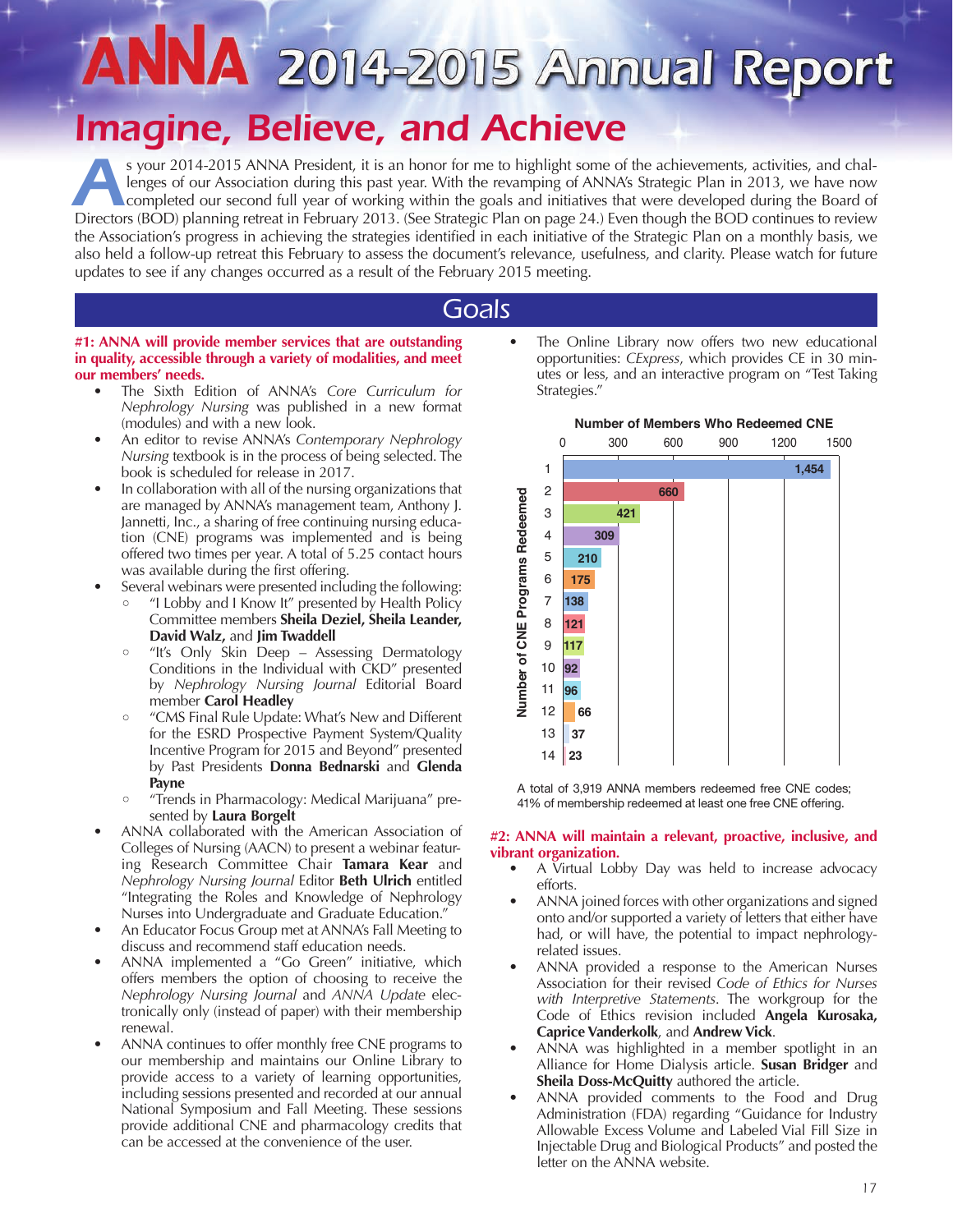# ANNA 2014-2015 Annual Report

## Imagine, Believe, and Achieve

As your 2014-2015 ANNA President, it is an honor for me to highlight some of the achievements, activities, and challenges of our Association during this past year. With the revamping of ANNA's Strategic Plan in 2013, we have now completed our second full year of working within the goals and initiatives that were developed during the Board of Directors (BOD) planning retreat in February 2013. (See Strategic Plan on page 24.) Even though the BOD continues to review the Association's progress in achieving the strategies identified in each initiative of the Strategic Plan on a monthly basis, we also held a follow-up retreat this February to assess the document's relevance, usefulness, and clarity. Please watch for future updates to see if any changes occurred as a result of the February 2015 meeting.

## Goals

**#1: ANNA will provide member services that are outstanding in quality, accessible through a variety of modalities, and meet our members' needs.**

- The Sixth Edition of ANNA's *Core Curriculum for Nephrology Nursing* was published in a new format (modules) and with a new look.
- An editor to revise ANNA's *Contemporary Nephrology Nursing* textbook is in the process of being selected. The book is scheduled for release in 2017.
- In collaboration with all of the nursing organizations that are managed by ANNA's management team, Anthony J. Jannetti, Inc., a sharing of free continuing nursing education (CNE) programs was implemented and is being offered two times per year. A total of 5.25 contact hours was available during the first offering.
- Several webinars were presented including the following:
  - "I Lobby and I Know It" presented by Health Policy Committee members **Sheila Deziel, Sheila Leander, David Walz,** and **Jim Twaddell**
  - "It's Only Skin Deep – Assessing Dermatology Conditions in the Individual with CKD" presented by *Nephrology Nursing Journal* Editorial Board member **Carol Headley**
  - "CMS Final Rule Update: What's New and Different for the ESRD Prospective Payment System/Quality Incentive Program for 2015 and Beyond" presented by Past Presidents **Donna Bednarski** and **Glenda Payne**
  - "Trends in Pharmacology: Medical Marijuana" presented by **Laura Borgelt**
- ANNA collaborated with the American Association of Colleges of Nursing (AACN) to present a webinar featuring Research Committee Chair **Tamara Kear** and *Nephrology Nursing Journal* Editor **Beth Ulrich** entitled "Integrating the Roles and Knowledge of Nephrology Nurses into Undergraduate and Graduate Education."
- An Educator Focus Group met at ANNA's Fall Meeting to discuss and recommend staff education needs.
- ANNA implemented a "Go Green" initiative, which offers members the option of choosing to receive the *Nephrology Nursing Journal* and *ANNA Update* electronically only (instead of paper) with their membership renewal.
- ANNA continues to offer monthly free CNE programs to our membership and maintains our Online Library to provide access to a variety of learning opportunities, including sessions presented and recorded at our annual National Symposium and Fall Meeting. These sessions provide additional CNE and pharmacology credits that can be accessed at the convenience of the user.
- The Online Library now offers two new educational opportunities: *CExpress*, which provides CE in 30 minutes or less, and an interactive program on "Test Taking Strategies."

**Number of Members Who Redeemed CNE**

| Number of CNE Programs Redeemed | Number of Members |
|---|---|
| 1 | 1,454 |
| 2 | 660 |
| 3 | 421 |
| 4 | 309 |
| 5 | 210 |
| 6 | 175 |
| 7 | 138 |
| 8 | 121 |
| 9 | 117 |
| 10 | 92 |
| 11 | 96 |
| 12 | 66 |
| 13 | 37 |
| 14 | 23 |

A total of 3,919 ANNA members redeemed free CNE codes; 41% of membership redeemed at least one free CNE offering.

**#2: ANNA will maintain a relevant, proactive, inclusive, and vibrant organization.**

- A Virtual Lobby Day was held to increase advocacy efforts.
- ANNA joined forces with other organizations and signed onto and/or supported a variety of letters that either have had, or will have, the potential to impact nephrology-related issues.
- ANNA provided a response to the American Nurses Association for their revised *Code of Ethics for Nurses with Interpretive Statements*. The workgroup for the Code of Ethics revision included **Angela Kurosaka, Caprice Vanderkolk**, and **Andrew Vick**.
- ANNA was highlighted in a member spotlight in an Alliance for Home Dialysis article. **Susan Bridger** and **Sheila Doss-McQuitty** authored the article.
- ANNA provided comments to the Food and Drug Administration (FDA) regarding "Guidance for Industry Allowable Excess Volume and Labeled Vial Fill Size in Injectable Drug and Biological Products" and posted the letter on the ANNA website.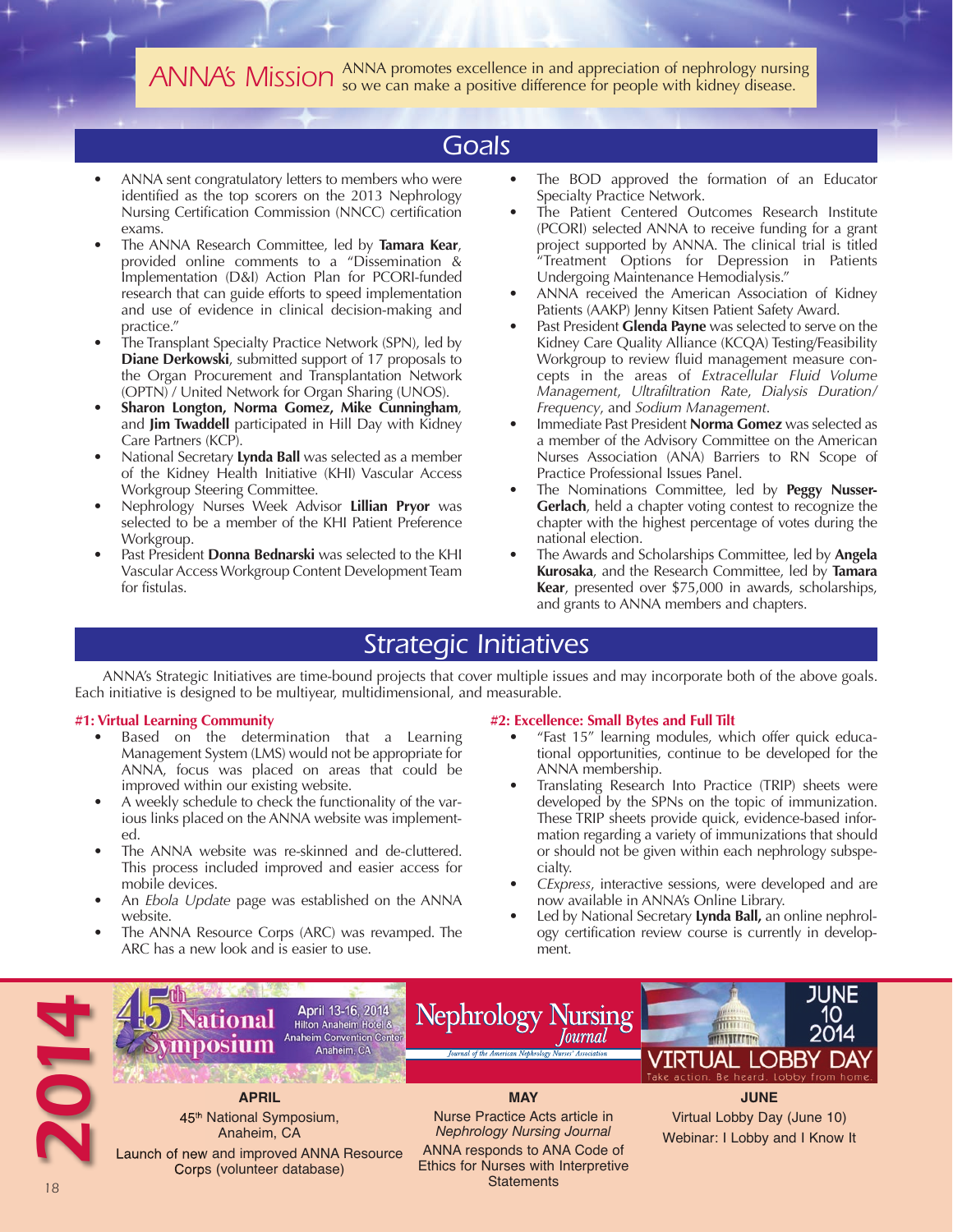**ANNA's Mission** ANNA promotes excellence in and appreciation of nephrology nursing so we can make a positive difference for people with kidney disease.

## Goals

- ANNA sent congratulatory letters to members who were identified as the top scorers on the 2013 Nephrology Nursing Certification Commission (NNCC) certification exams.
- The ANNA Research Committee, led by **Tamara Kear**, provided online comments to a "Dissemination & Implementation (D&I) Action Plan for PCORI-funded research that can guide efforts to speed implementation and use of evidence in clinical decision-making and practice."
- The Transplant Specialty Practice Network (SPN), led by **Diane Derkowski**, submitted support of 17 proposals to the Organ Procurement and Transplantation Network (OPTN) / United Network for Organ Sharing (UNOS).
- **Sharon Longton, Norma Gomez, Mike Cunningham**, and **Jim Twaddell** participated in Hill Day with Kidney Care Partners (KCP).
- National Secretary **Lynda Ball** was selected as a member of the Kidney Health Initiative (KHI) Vascular Access Workgroup Steering Committee.
- Nephrology Nurses Week Advisor **Lillian Pryor** was selected to be a member of the KHI Patient Preference Workgroup.
- Past President **Donna Bednarski** was selected to the KHI Vascular Access Workgroup Content Development Team for fistulas.
- The BOD approved the formation of an Educator Specialty Practice Network.
- The Patient Centered Outcomes Research Institute (PCORI) selected ANNA to receive funding for a grant project supported by ANNA. The clinical trial is titled "Treatment Options for Depression in Patients Undergoing Maintenance Hemodialysis."
- ANNA received the American Association of Kidney Patients (AAKP) Jenny Kitsen Patient Safety Award.
- Past President **Glenda Payne** was selected to serve on the Kidney Care Quality Alliance (KCQA) Testing/Feasibility Workgroup to review fluid management measure concepts in the areas of *Extracellular Fluid Volume Management*, *Ultrafiltration Rate*, *Dialysis Duration/Frequency*, and *Sodium Management*.
- Immediate Past President **Norma Gomez** was selected as a member of the Advisory Committee on the American Nurses Association (ANA) Barriers to RN Scope of Practice Professional Issues Panel.
- The Nominations Committee, led by **Peggy Nusser-Gerlach**, held a chapter voting contest to recognize the chapter with the highest percentage of votes during the national election.
- The Awards and Scholarships Committee, led by **Angela Kurosaka**, and the Research Committee, led by **Tamara Kear**, presented over $75,000 in awards, scholarships, and grants to ANNA members and chapters.

## Strategic Initiatives

ANNA's Strategic Initiatives are time-bound projects that cover multiple issues and may incorporate both of the above goals. Each initiative is designed to be multiyear, multidimensional, and measurable.

**#1: Virtual Learning Community**

- Based on the determination that a Learning Management System (LMS) would not be appropriate for ANNA, focus was placed on areas that could be improved within our existing website.
- A weekly schedule to check the functionality of the various links placed on the ANNA website was implemented.
- The ANNA website was re-skinned and de-cluttered. This process included improved and easier access for mobile devices.
- An *Ebola Update* page was established on the ANNA website.
- The ANNA Resource Corps (ARC) was revamped. The ARC has a new look and is easier to use.

**#2: Excellence: Small Bytes and Full Tilt**

- "Fast 15" learning modules, which offer quick educational opportunities, continue to be developed for the ANNA membership.
- Translating Research Into Practice (TRIP) sheets were developed by the SPNs on the topic of immunization. These TRIP sheets provide quick, evidence-based information regarding a variety of immunizations that should or should not be given within each nephrology subspecialty.
- *CExpress*, interactive sessions, were developed and are now available in ANNA's Online Library.
- Led by National Secretary **Lynda Ball,** an online nephrology certification review course is currently in development.

## 2014

**APRIL**

45th National Symposium, Anaheim, CA

Launch of new and improved ANNA Resource Corps (volunteer database)

**MAY**

Nurse Practice Acts article in *Nephrology Nursing Journal*

ANNA responds to ANA Code of Ethics for Nurses with Interpretive Statements

**JUNE**

Virtual Lobby Day (June 10)

Webinar: I Lobby and I Know It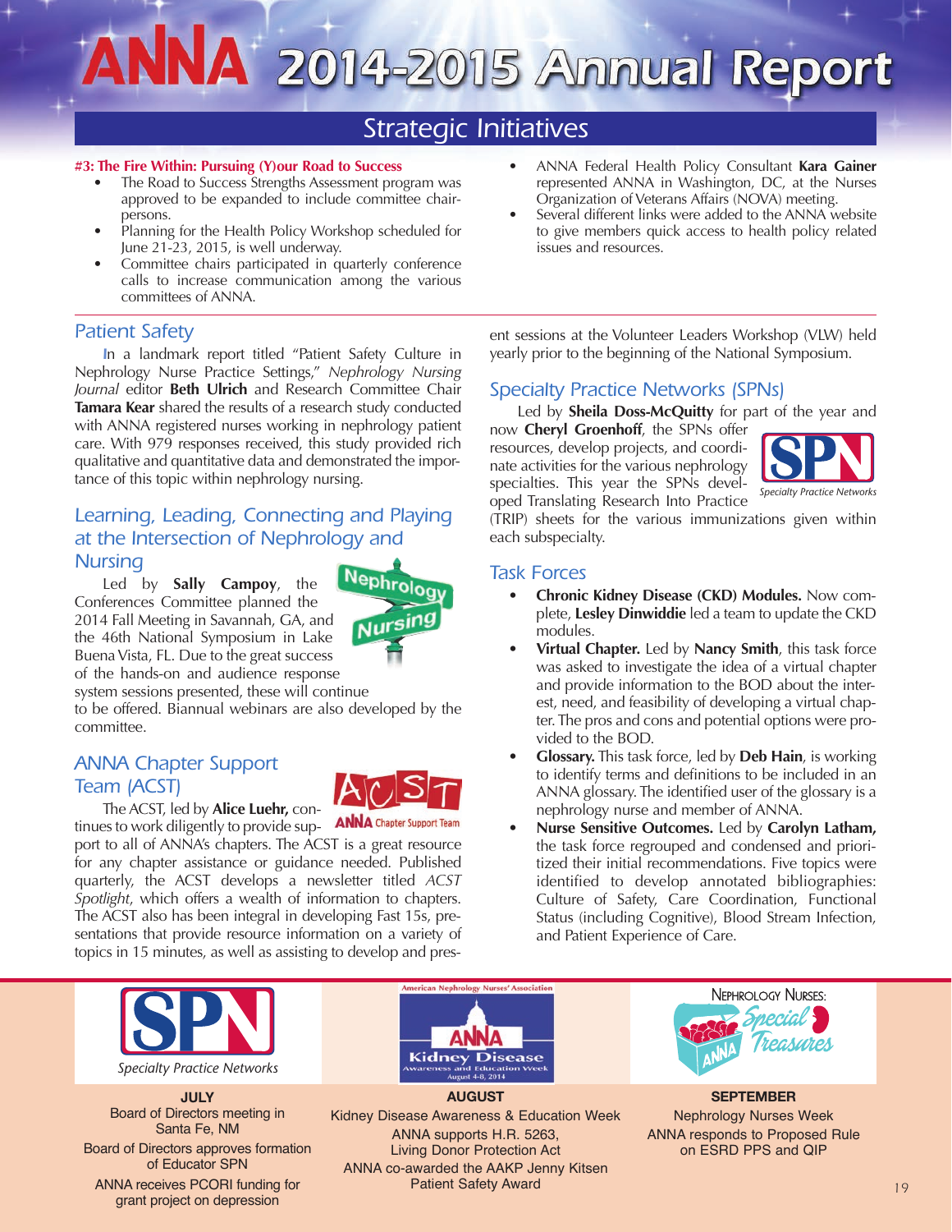# ANNA 2014-2015 Annual Report

## Strategic Initiatives

**#3: The Fire Within: Pursuing (Y)our Road to Success**

- The Road to Success Strengths Assessment program was approved to be expanded to include committee chairpersons.
- Planning for the Health Policy Workshop scheduled for June 21-23, 2015, is well underway.
- Committee chairs participated in quarterly conference calls to increase communication among the various committees of ANNA.
- ANNA Federal Health Policy Consultant **Kara Gainer** represented ANNA in Washington, DC, at the Nurses Organization of Veterans Affairs (NOVA) meeting.
- Several different links were added to the ANNA website to give members quick access to health policy related issues and resources.

### Patient Safety

In a landmark report titled "Patient Safety Culture in Nephrology Nurse Practice Settings," *Nephrology Nursing Journal* editor **Beth Ulrich** and Research Committee Chair **Tamara Kear** shared the results of a research study conducted with ANNA registered nurses working in nephrology patient care. With 979 responses received, this study provided rich qualitative and quantitative data and demonstrated the importance of this topic within nephrology nursing.

### Learning, Leading, Connecting and Playing at the Intersection of Nephrology and Nursing

Led by **Sally Campoy**, the Conferences Committee planned the 2014 Fall Meeting in Savannah, GA, and the 46th National Symposium in Lake Buena Vista, FL. Due to the great success of the hands-on and audience response system sessions presented, these will continue to be offered. Biannual webinars are also developed by the committee.

### ANNA Chapter Support Team (ACST)

The ACST, led by **Alice Luehr,** continues to work diligently to provide support to all of ANNA's chapters. The ACST is a great resource for any chapter assistance or guidance needed. Published quarterly, the ACST develops a newsletter titled *ACST Spotlight*, which offers a wealth of information to chapters. The ACST also has been integral in developing Fast 15s, presentations that provide resource information on a variety of topics in 15 minutes, as well as assisting to develop and present sessions at the Volunteer Leaders Workshop (VLW) held yearly prior to the beginning of the National Symposium.

### Specialty Practice Networks (SPNs)

Led by **Sheila Doss-McQuitty** for part of the year and now **Cheryl Groenhoff**, the SPNs offer resources, develop projects, and coordinate activities for the various nephrology specialties. This year the SPNs developed Translating Research Into Practice (TRIP) sheets for the various immunizations given within each subspecialty.

### Task Forces

- **Chronic Kidney Disease (CKD) Modules.** Now complete, **Lesley Dinwiddie** led a team to update the CKD modules.
- **Virtual Chapter.** Led by **Nancy Smith**, this task force was asked to investigate the idea of a virtual chapter and provide information to the BOD about the interest, need, and feasibility of developing a virtual chapter. The pros and cons and potential options were provided to the BOD.
- **Glossary.** This task force, led by **Deb Hain**, is working to identify terms and definitions to be included in an ANNA glossary. The identified user of the glossary is a nephrology nurse and member of ANNA.
- **Nurse Sensitive Outcomes.** Led by **Carolyn Latham,** the task force regrouped and condensed and prioritized their initial recommendations. Five topics were identified to develop annotated bibliographies: Culture of Safety, Care Coordination, Functional Status (including Cognitive), Blood Stream Infection, and Patient Experience of Care.

---

**JULY**

Board of Directors meeting in Santa Fe, NM

Board of Directors approves formation of Educator SPN

ANNA receives PCORI funding for grant project on depression

**AUGUST**

Kidney Disease Awareness & Education Week

ANNA supports H.R. 5263, Living Donor Protection Act

ANNA co-awarded the AAKP Jenny Kitsen Patient Safety Award

**SEPTEMBER**

Nephrology Nurses Week

ANNA responds to Proposed Rule on ESRD PPS and QIP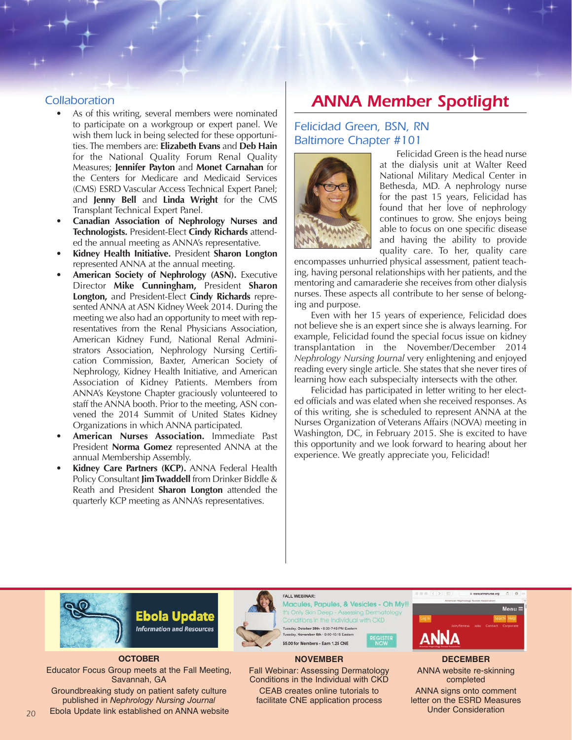### Collaboration

- As of this writing, several members were nominated to participate on a workgroup or expert panel. We wish them luck in being selected for these opportunities. The members are: **Elizabeth Evans** and **Deb Hain** for the National Quality Forum Renal Quality Measures; **Jennifer Payton** and **Monet Carnahan** for the Centers for Medicare and Medicaid Services (CMS) ESRD Vascular Access Technical Expert Panel; and **Jenny Bell** and **Linda Wright** for the CMS Transplant Technical Expert Panel.
- **Canadian Association of Nephrology Nurses and Technologists.** President-Elect **Cindy Richards** attended the annual meeting as ANNA's representative.
- **Kidney Health Initiative.** President **Sharon Longton** represented ANNA at the annual meeting.
- **American Society of Nephrology (ASN).** Executive Director **Mike Cunningham,** President **Sharon Longton,** and President-Elect **Cindy Richards** represented ANNA at ASN Kidney Week 2014. During the meeting we also had an opportunity to meet with representatives from the Renal Physicians Association, American Kidney Fund, National Renal Administrators Association, Nephrology Nursing Certification Commission, Baxter, American Society of Nephrology, Kidney Health Initiative, and American Association of Kidney Patients. Members from ANNA's Keystone Chapter graciously volunteered to staff the ANNA booth. Prior to the meeting, ASN convened the 2014 Summit of United States Kidney Organizations in which ANNA participated.
- **American Nurses Association.** Immediate Past President **Norma Gomez** represented ANNA at the annual Membership Assembly.
- **Kidney Care Partners (KCP).** ANNA Federal Health Policy Consultant **Jim Twaddell** from Drinker Biddle & Reath and President **Sharon Longton** attended the quarterly KCP meeting as ANNA's representatives.

## ANNA Member Spotlight

### Felicidad Green, BSN, RN
### Baltimore Chapter #101

Felicidad Green is the head nurse at the dialysis unit at Walter Reed National Military Medical Center in Bethesda, MD. A nephrology nurse for the past 15 years, Felicidad has found that her love of nephrology continues to grow. She enjoys being able to focus on one specific disease and having the ability to provide quality care. To her, quality care encompasses unhurried physical assessment, patient teaching, having personal relationships with her patients, and the mentoring and camaraderie she receives from other dialysis nurses. These aspects all contribute to her sense of belonging and purpose.

Even with her 15 years of experience, Felicidad does not believe she is an expert since she is always learning. For example, Felicidad found the special focus issue on kidney transplantation in the November/December 2014 *Nephrology Nursing Journal* very enlightening and enjoyed reading every single article. She states that she never tires of learning how each subspecialty intersects with the other.

Felicidad has participated in letter writing to her elected officials and was elated when she received responses. As of this writing, she is scheduled to represent ANNA at the Nurses Organization of Veterans Affairs (NOVA) meeting in Washington, DC, in February 2015. She is excited to have this opportunity and we look forward to hearing about her experience. We greatly appreciate you, Felicidad!

**OCTOBER**

Educator Focus Group meets at the Fall Meeting, Savannah, GA

Groundbreaking study on patient safety culture published in *Nephrology Nursing Journal*

Ebola Update link established on ANNA website

**NOVEMBER**

Fall Webinar: Assessing Dermatology Conditions in the Individual with CKD

CEAB creates online tutorials to facilitate CNE application process

**DECEMBER**

ANNA website re-skinning completed

ANNA signs onto comment letter on the ESRD Measures Under Consideration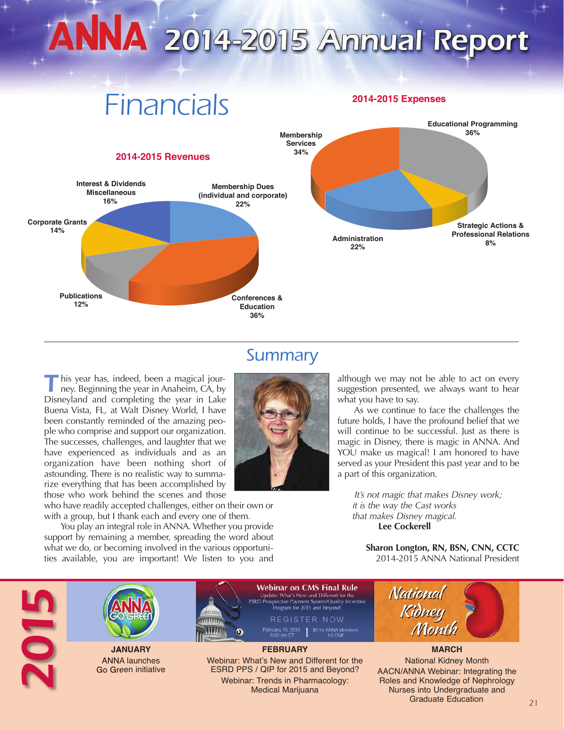# ANNA 2014-2015 Annual Report

## Financials

### 2014-2015 Revenues

- Membership Dues (individual and corporate) 22%
- Conferences & Education 36%
- Publications 12%
- Corporate Grants 14%
- Interest & Dividends Miscellaneous 16%

### 2014-2015 Expenses

- Educational Programming 36%
- Strategic Actions & Professional Relations 8%
- Administration 22%
- Membership Services 34%

## Summary

This year has, indeed, been a magical journey. Beginning the year in Anaheim, CA, by Disneyland and completing the year in Lake Buena Vista, FL, at Walt Disney World, I have been constantly reminded of the amazing people who comprise and support our organization. The successes, challenges, and laughter that we have experienced as individuals and as an organization have been nothing short of astounding. There is no realistic way to summarize everything that has been accomplished by those who work behind the scenes and those who have readily accepted challenges, either on their own or with a group, but I thank each and every one of them.

You play an integral role in ANNA. Whether you provide support by remaining a member, spreading the word about what we do, or becoming involved in the various opportunities available, you are important! We listen to you and although we may not be able to act on every suggestion presented, we always want to hear what you have to say.

As we continue to face the challenges the future holds, I have the profound belief that we will continue to be successful. Just as there is magic in Disney, there is magic in ANNA. And YOU make us magical! I am honored to have served as your President this past year and to be a part of this organization.

*It's not magic that makes Disney work;*
*it is the way the Cast works*
*that makes Disney magical.*
**Lee Cockerell**

**Sharon Longton, RN, BSN, CNN, CCTC**
2014-2015 ANNA National President

## 2015

**JANUARY**
ANNA launches Go Green initiative

**FEBRUARY**
Webinar: What's New and Different for the ESRD PPS / QIP for 2015 and Beyond?
Webinar: Trends in Pharmacology: Medical Marijuana

**MARCH**
National Kidney Month
AACN/ANNA Webinar: Integrating the Roles and Knowledge of Nephrology Nurses into Undergraduate and Graduate Education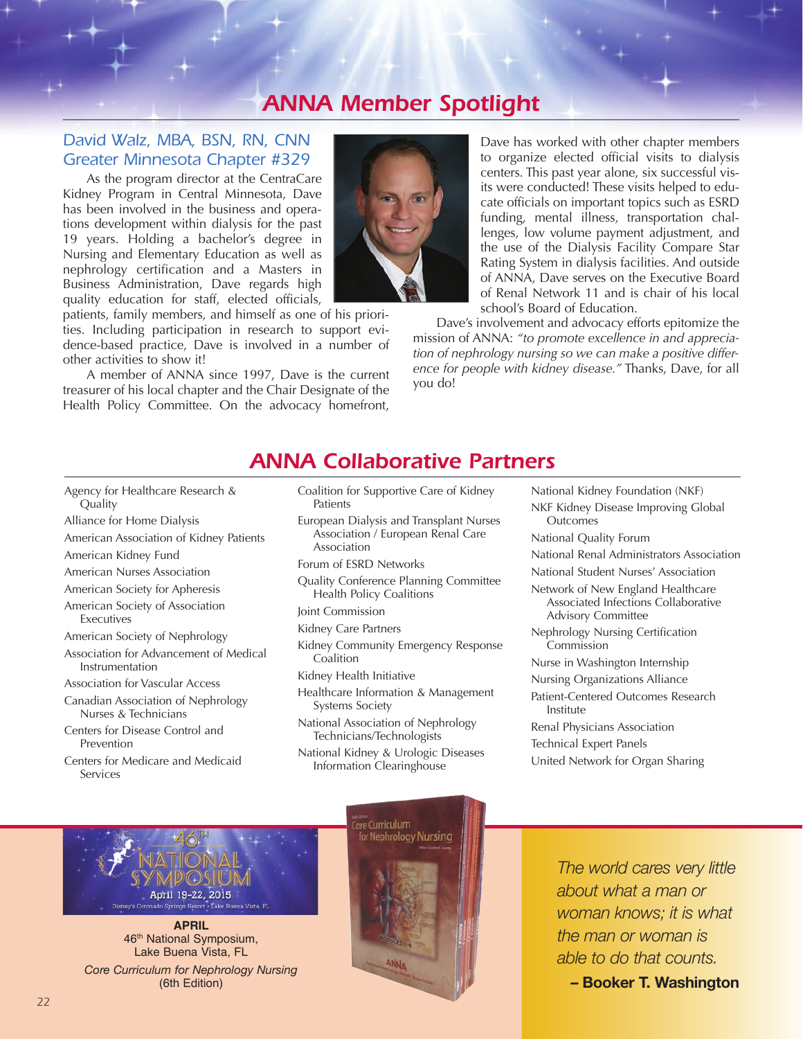# ANNA Member Spotlight

## David Walz, MBA, BSN, RN, CNN
## Greater Minnesota Chapter #329

As the program director at the CentraCare Kidney Program in Central Minnesota, Dave has been involved in the business and operations development within dialysis for the past 19 years. Holding a bachelor's degree in Nursing and Elementary Education as well as nephrology certification and a Masters in Business Administration, Dave regards high quality education for staff, elected officials, patients, family members, and himself as one of his priorities. Including participation in research to support evidence-based practice, Dave is involved in a number of other activities to show it!

A member of ANNA since 1997, Dave is the current treasurer of his local chapter and the Chair Designate of the Health Policy Committee. On the advocacy homefront, Dave has worked with other chapter members to organize elected official visits to dialysis centers. This past year alone, six successful visits were conducted! These visits helped to educate officials on important topics such as ESRD funding, mental illness, transportation challenges, low volume payment adjustment, and the use of the Dialysis Facility Compare Star Rating System in dialysis facilities. And outside of ANNA, Dave serves on the Executive Board of Renal Network 11 and is chair of his local school's Board of Education.

Dave's involvement and advocacy efforts epitomize the mission of ANNA: *"to promote excellence in and appreciation of nephrology nursing so we can make a positive difference for people with kidney disease."* Thanks, Dave, for all you do!

# ANNA Collaborative Partners

- Agency for Healthcare Research & Quality
- Alliance for Home Dialysis
- American Association of Kidney Patients
- American Kidney Fund
- American Nurses Association
- American Society for Apheresis
- American Society of Association Executives
- American Society of Nephrology
- Association for Advancement of Medical Instrumentation
- Association for Vascular Access
- Canadian Association of Nephrology Nurses & Technicians
- Centers for Disease Control and Prevention
- Centers for Medicare and Medicaid Services
- Coalition for Supportive Care of Kidney Patients
- European Dialysis and Transplant Nurses Association / European Renal Care Association
- Forum of ESRD Networks
- Quality Conference Planning Committee Health Policy Coalitions
- Joint Commission
- Kidney Care Partners
- Kidney Community Emergency Response Coalition
- Kidney Health Initiative
- Healthcare Information & Management Systems Society
- National Association of Nephrology Technicians/Technologists
- National Kidney & Urologic Diseases Information Clearinghouse
- National Kidney Foundation (NKF)
- NKF Kidney Disease Improving Global Outcomes
- National Quality Forum
- National Renal Administrators Association
- National Student Nurses' Association
- Network of New England Healthcare Associated Infections Collaborative Advisory Committee
- Nephrology Nursing Certification Commission
- Nurse in Washington Internship
- Nursing Organizations Alliance
- Patient-Centered Outcomes Research Institute
- Renal Physicians Association
- Technical Expert Panels
- United Network for Organ Sharing

**APRIL**
46th National Symposium, Lake Buena Vista, FL

*Core Curriculum for Nephrology Nursing* (6th Edition)

*The world cares very little about what a man or woman knows; it is what the man or woman is able to do that counts.*

**– Booker T. Washington**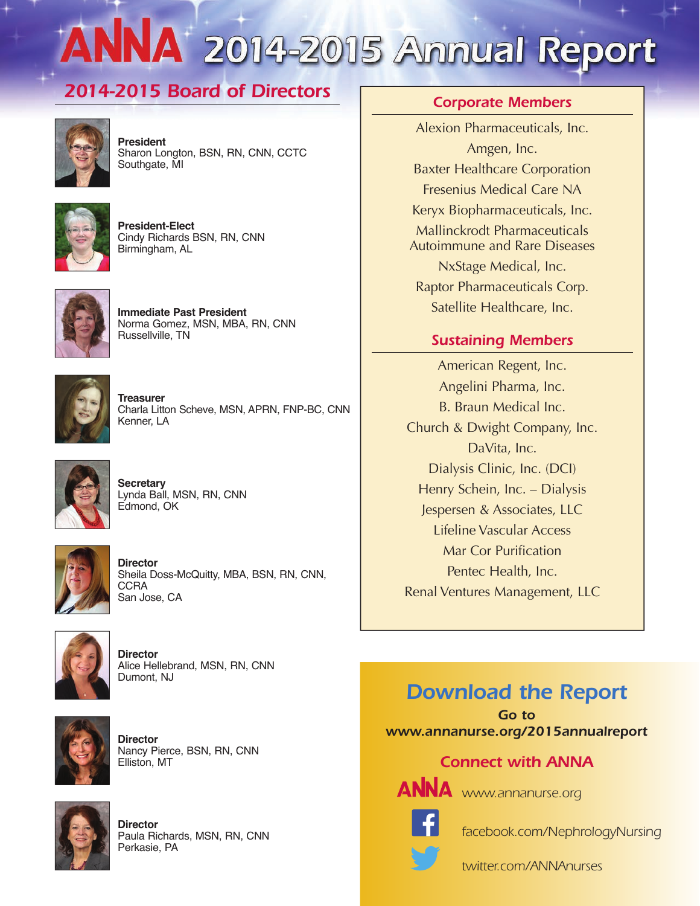# ANNA 2014-2015 Annual Report

## 2014-2015 Board of Directors

**President**
Sharon Longton, BSN, RN, CNN, CCTC
Southgate, MI

**President-Elect**
Cindy Richards BSN, RN, CNN
Birmingham, AL

**Immediate Past President**
Norma Gomez, MSN, MBA, RN, CNN
Russellville, TN

**Treasurer**
Charla Litton Scheve, MSN, APRN, FNP-BC, CNN
Kenner, LA

**Secretary**
Lynda Ball, MSN, RN, CNN
Edmond, OK

**Director**
Sheila Doss-McQuitty, MBA, BSN, RN, CNN, CCRA
San Jose, CA

**Director**
Alice Hellebrand, MSN, RN, CNN
Dumont, NJ

**Director**
Nancy Pierce, BSN, RN, CNN
Elliston, MT

**Director**
Paula Richards, MSN, RN, CNN
Perkasie, PA

## Corporate Members

Alexion Pharmaceuticals, Inc.
Amgen, Inc.
Baxter Healthcare Corporation
Fresenius Medical Care NA
Keryx Biopharmaceuticals, Inc.
Mallinckrodt Pharmaceuticals Autoimmune and Rare Diseases
NxStage Medical, Inc.
Raptor Pharmaceuticals Corp.
Satellite Healthcare, Inc.

## Sustaining Members

American Regent, Inc.
Angelini Pharma, Inc.
B. Braun Medical Inc.
Church & Dwight Company, Inc.
DaVita, Inc.
Dialysis Clinic, Inc. (DCI)
Henry Schein, Inc. – Dialysis
Jespersen & Associates, LLC
Lifeline Vascular Access
Mar Cor Purification
Pentec Health, Inc.
Renal Ventures Management, LLC

## Download the Report

Go to
**www.annanurse.org/2015annualreport**

### Connect with ANNA

ANNA www.annanurse.org

facebook.com/NephrologyNursing

twitter.com/ANNAnurses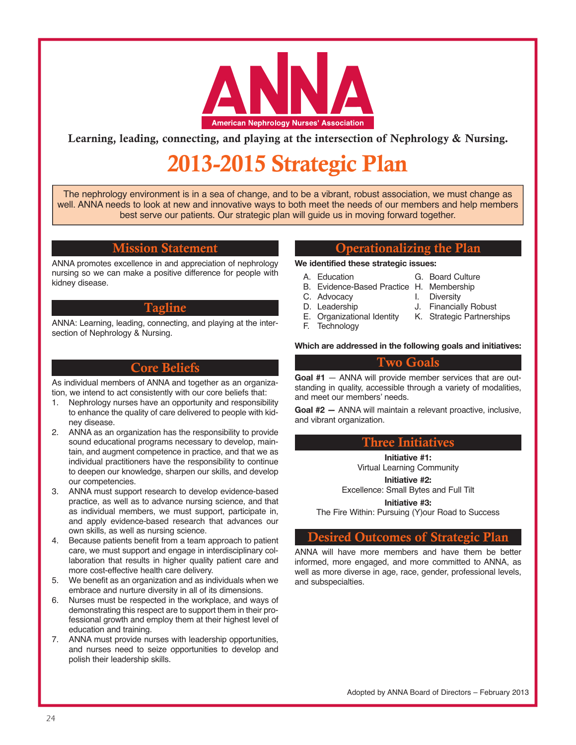# ANNA

American Nephrology Nurses' Association

**Learning, leading, connecting, and playing at the intersection of Nephrology & Nursing.**

# 2013-2015 Strategic Plan

The nephrology environment is in a sea of change, and to be a vibrant, robust association, we must change as well. ANNA needs to look at new and innovative ways to both meet the needs of our members and help members best serve our patients. Our strategic plan will guide us in moving forward together.

## Mission Statement

ANNA promotes excellence in and appreciation of nephrology nursing so we can make a positive difference for people with kidney disease.

## Tagline

ANNA: Learning, leading, connecting, and playing at the intersection of Nephrology & Nursing.

## Core Beliefs

As individual members of ANNA and together as an organization, we intend to act consistently with our core beliefs that:

1. Nephrology nurses have an opportunity and responsibility to enhance the quality of care delivered to people with kidney disease.
2. ANNA as an organization has the responsibility to provide sound educational programs necessary to develop, maintain, and augment competence in practice, and that we as individual practitioners have the responsibility to continue to deepen our knowledge, sharpen our skills, and develop our competencies.
3. ANNA must support research to develop evidence-based practice, as well as to advance nursing science, and that as individual members, we must support, participate in, and apply evidence-based research that advances our own skills, as well as nursing science.
4. Because patients benefit from a team approach to patient care, we must support and engage in interdisciplinary collaboration that results in higher quality patient care and more cost-effective health care delivery.
5. We benefit as an organization and as individuals when we embrace and nurture diversity in all of its dimensions.
6. Nurses must be respected in the workplace, and ways of demonstrating this respect are to support them in their professional growth and employ them at their highest level of education and training.
7. ANNA must provide nurses with leadership opportunities, and nurses need to seize opportunities to develop and polish their leadership skills.

## Operationalizing the Plan

**We identified these strategic issues:**

A. Education
B. Evidence-Based Practice
C. Advocacy
D. Leadership
E. Organizational Identity
F. Technology
G. Board Culture
H. Membership
I. Diversity
J. Financially Robust
K. Strategic Partnerships

**Which are addressed in the following goals and initiatives:**

## Two Goals

**Goal #1** — ANNA will provide member services that are outstanding in quality, accessible through a variety of modalities, and meet our members' needs.

**Goal #2 —** ANNA will maintain a relevant proactive, inclusive, and vibrant organization.

## Three Initiatives

**Initiative #1:**
Virtual Learning Community

**Initiative #2:**
Excellence: Small Bytes and Full Tilt

**Initiative #3:**
The Fire Within: Pursuing (Y)our Road to Success

## Desired Outcomes of Strategic Plan

ANNA will have more members and have them be better informed, more engaged, and more committed to ANNA, as well as more diverse in age, race, gender, professional levels, and subspecialties.

Adopted by ANNA Board of Directors – February 2013